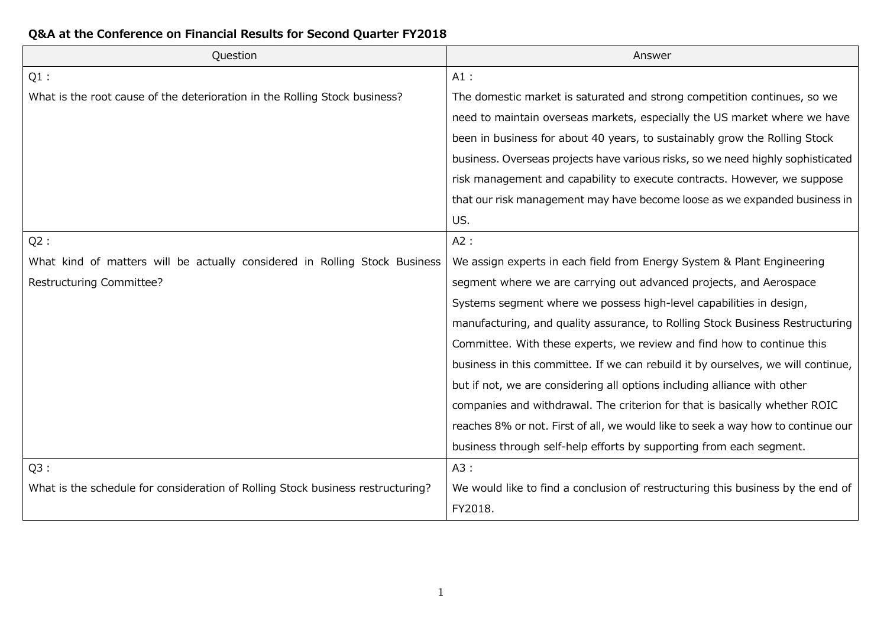## Q&A at the Conference on Financial Results for Second Quarter FY2018

| Question | Answer |
|---|---|
| Q1 :<br>What is the root cause of the deterioration in the Rolling Stock business? | A1 :<br>The domestic market is saturated and strong competition continues, so we need to maintain overseas markets, especially the US market where we have been in business for about 40 years, to sustainably grow the Rolling Stock business. Overseas projects have various risks, so we need highly sophisticated risk management and capability to execute contracts. However, we suppose that our risk management may have become loose as we expanded business in US. |
| Q2 :<br>What kind of matters will be actually considered in Rolling Stock Business Restructuring Committee? | A2 :<br>We assign experts in each field from Energy System & Plant Engineering segment where we are carrying out advanced projects, and Aerospace Systems segment where we possess high-level capabilities in design, manufacturing, and quality assurance, to Rolling Stock Business Restructuring Committee. With these experts, we review and find how to continue this business in this committee. If we can rebuild it by ourselves, we will continue, but if not, we are considering all options including alliance with other companies and withdrawal. The criterion for that is basically whether ROIC reaches 8% or not. First of all, we would like to seek a way how to continue our business through self-help efforts by supporting from each segment. |
| Q3 :<br>What is the schedule for consideration of Rolling Stock business restructuring? | A3 :<br>We would like to find a conclusion of restructuring this business by the end of FY2018. |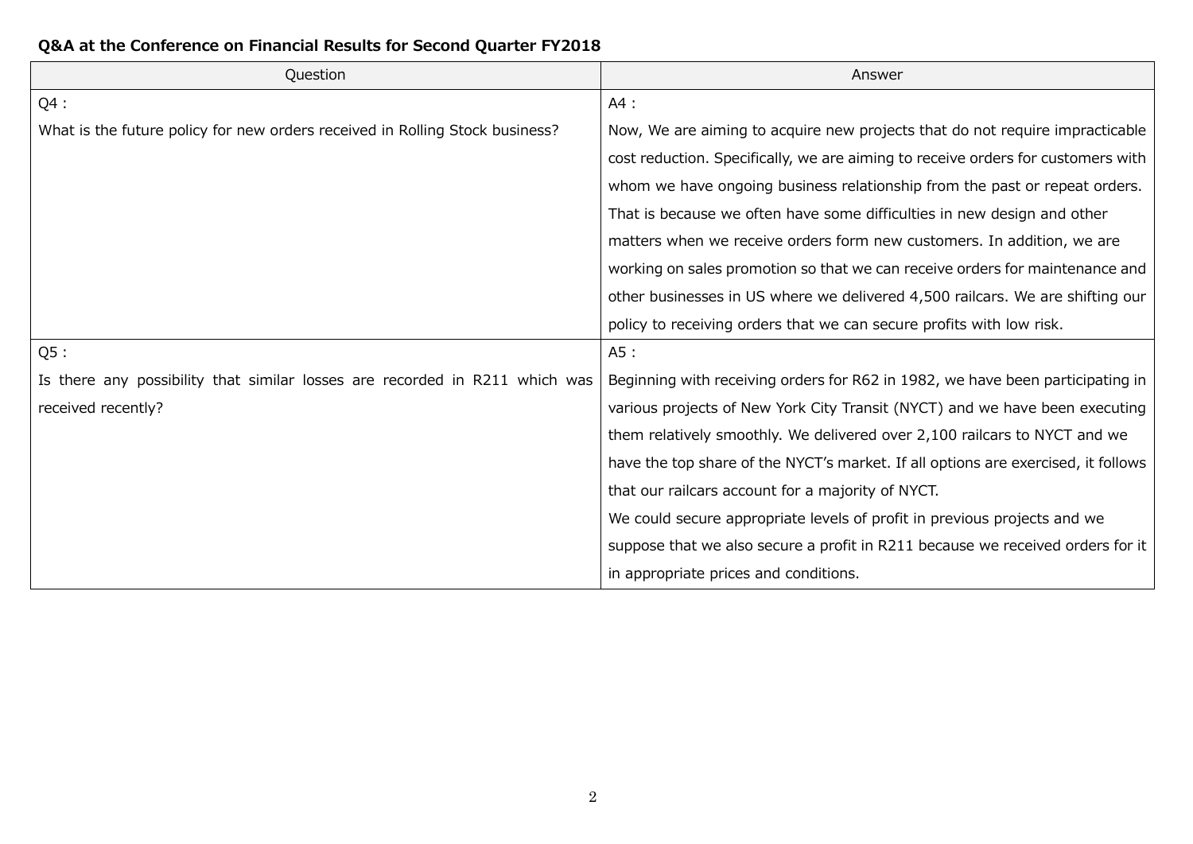**Q&A at the Conference on Financial Results for Second Quarter FY2018**

| Question | Answer |
|---|---|
| Q4 :<br>What is the future policy for new orders received in Rolling Stock business? | A4 :<br>Now, We are aiming to acquire new projects that do not require impracticable cost reduction. Specifically, we are aiming to receive orders for customers with whom we have ongoing business relationship from the past or repeat orders. That is because we often have some difficulties in new design and other matters when we receive orders form new customers. In addition, we are working on sales promotion so that we can receive orders for maintenance and other businesses in US where we delivered 4,500 railcars. We are shifting our policy to receiving orders that we can secure profits with low risk. |
| Q5 :<br>Is there any possibility that similar losses are recorded in R211 which was received recently? | A5 :<br>Beginning with receiving orders for R62 in 1982, we have been participating in various projects of New York City Transit (NYCT) and we have been executing them relatively smoothly. We delivered over 2,100 railcars to NYCT and we have the top share of the NYCT's market. If all options are exercised, it follows that our railcars account for a majority of NYCT.<br>We could secure appropriate levels of profit in previous projects and we suppose that we also secure a profit in R211 because we received orders for it in appropriate prices and conditions. |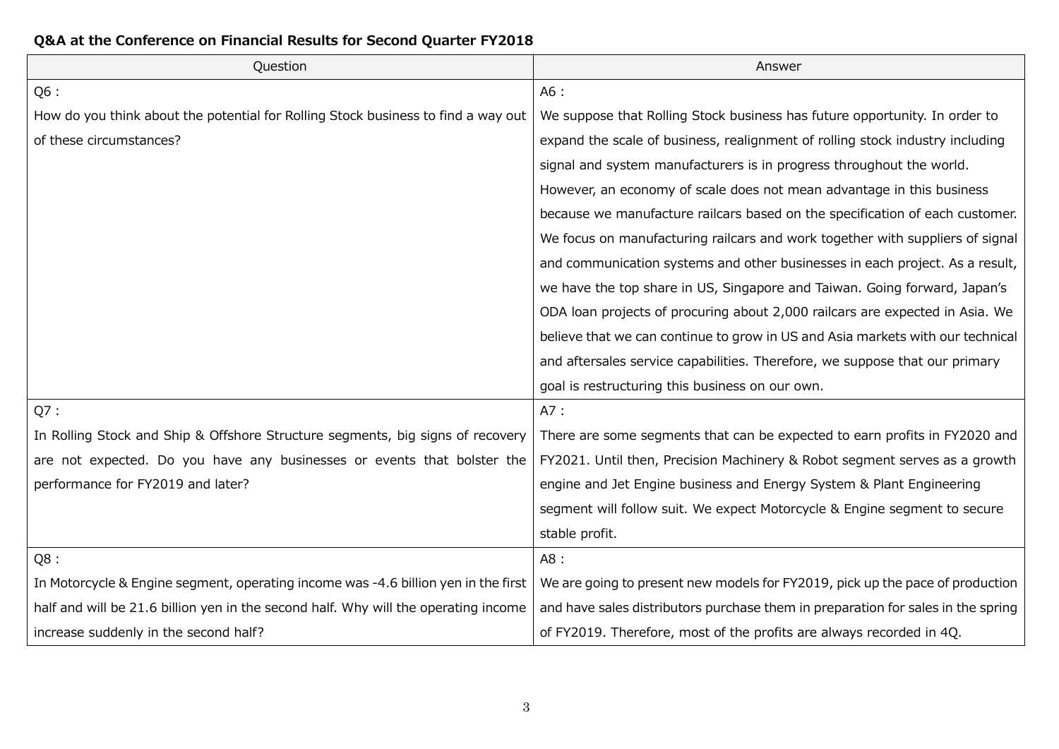**Q&A at the Conference on Financial Results for Second Quarter FY2018**

| Question | Answer |
| --- | --- |
| Q6 :<br>How do you think about the potential for Rolling Stock business to find a way out of these circumstances? | A6 :<br>We suppose that Rolling Stock business has future opportunity. In order to expand the scale of business, realignment of rolling stock industry including signal and system manufacturers is in progress throughout the world. However, an economy of scale does not mean advantage in this business because we manufacture railcars based on the specification of each customer. We focus on manufacturing railcars and work together with suppliers of signal and communication systems and other businesses in each project. As a result, we have the top share in US, Singapore and Taiwan. Going forward, Japan's ODA loan projects of procuring about 2,000 railcars are expected in Asia. We believe that we can continue to grow in US and Asia markets with our technical and aftersales service capabilities. Therefore, we suppose that our primary goal is restructuring this business on our own. |
| Q7 :<br>In Rolling Stock and Ship & Offshore Structure segments, big signs of recovery are not expected. Do you have any businesses or events that bolster the performance for FY2019 and later? | A7 :<br>There are some segments that can be expected to earn profits in FY2020 and FY2021. Until then, Precision Machinery & Robot segment serves as a growth engine and Jet Engine business and Energy System & Plant Engineering segment will follow suit. We expect Motorcycle & Engine segment to secure stable profit. |
| Q8 :<br>In Motorcycle & Engine segment, operating income was -4.6 billion yen in the first half and will be 21.6 billion yen in the second half. Why will the operating income increase suddenly in the second half? | A8 :<br>We are going to present new models for FY2019, pick up the pace of production and have sales distributors purchase them in preparation for sales in the spring of FY2019. Therefore, most of the profits are always recorded in 4Q. |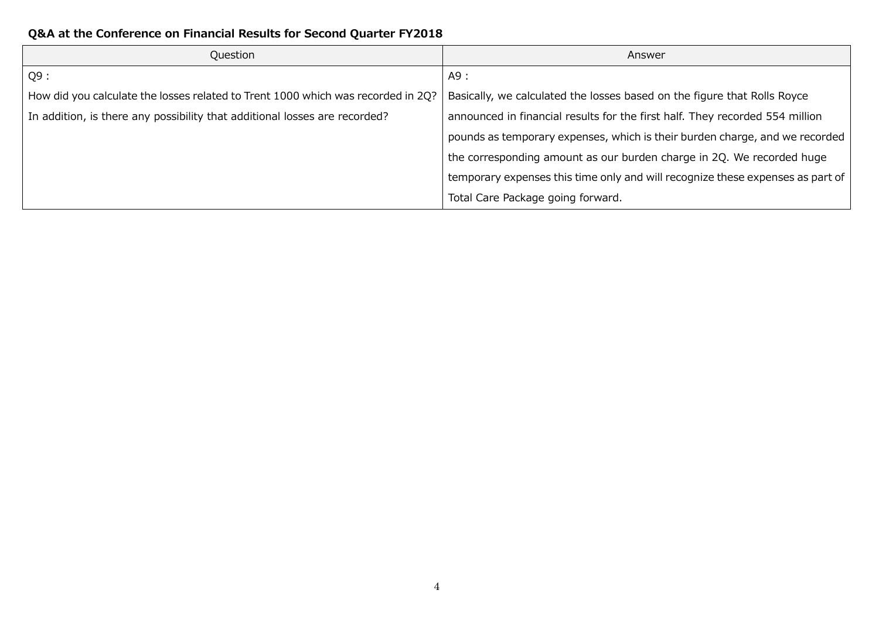**Q&A at the Conference on Financial Results for Second Quarter FY2018**

| Question | Answer |
| --- | --- |
| Q9 : How did you calculate the losses related to Trent 1000 which was recorded in 2Q? In addition, is there any possibility that additional losses are recorded? | A9 : Basically, we calculated the losses based on the figure that Rolls Royce announced in financial results for the first half. They recorded 554 million pounds as temporary expenses, which is their burden charge, and we recorded the corresponding amount as our burden charge in 2Q. We recorded huge temporary expenses this time only and will recognize these expenses as part of Total Care Package going forward. |